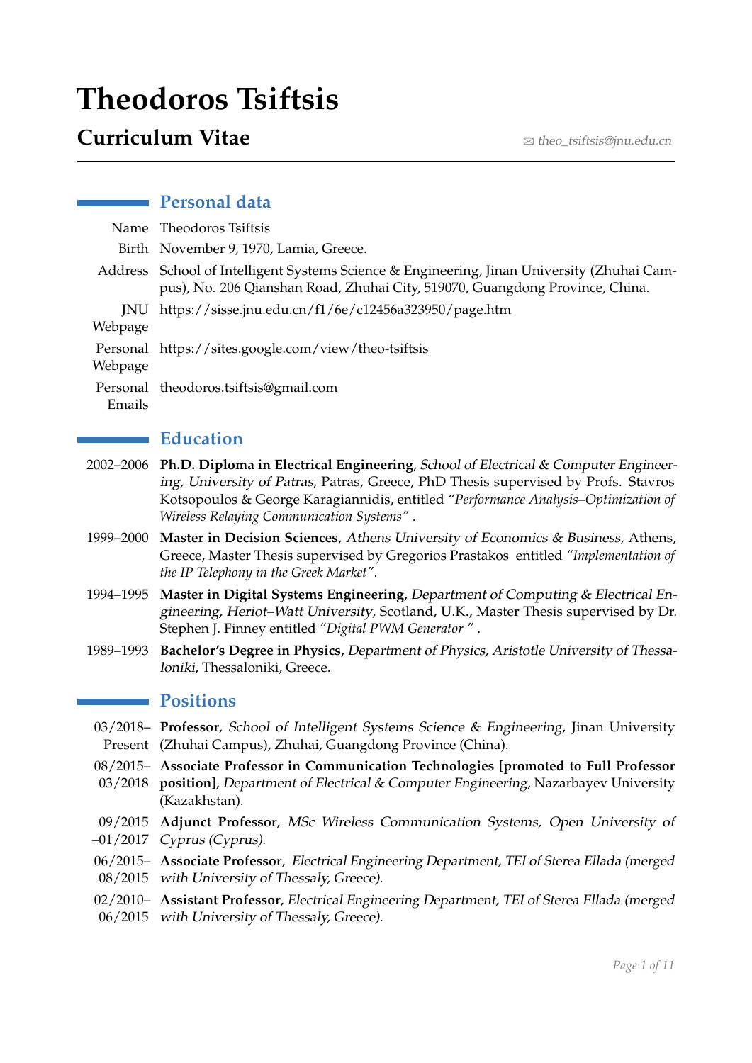# Theodoros Tsiftsis

## Curriculum Vitae

✉ *theo_tsiftsis@jnu.edu.cn*

---

## Personal data

**Name** Theodoros Tsiftsis

**Birth** November 9, 1970, Lamia, Greece.

**Address** School of Intelligent Systems Science & Engineering, Jinan University (Zhuhai Campus), No. 206 Qianshan Road, Zhuhai City, 519070, Guangdong Province, China.

**JNU Webpage** https://sisse.jnu.edu.cn/f1/6e/c12456a323950/page.htm

**Personal Webpage** https://sites.google.com/view/theo-tsiftsis

**Personal Emails** theodoros.tsiftsis@gmail.com

## Education

**2002–2006** **Ph.D. Diploma in Electrical Engineering**, *School of Electrical & Computer Engineering, University of Patras*, Patras, Greece, PhD Thesis supervised by Profs. Stavros Kotsopoulos & George Karagiannidis, entitled *"Performance Analysis–Optimization of Wireless Relaying Communication Systems"* .

**1999–2000** **Master in Decision Sciences**, *Athens University of Economics & Business*, Athens, Greece, Master Thesis supervised by Gregorios Prastakos entitled *"Implementation of the IP Telephony in the Greek Market"*.

**1994–1995** **Master in Digital Systems Engineering**, *Department of Computing & Electrical Engineering, Heriot–Watt University*, Scotland, U.K., Master Thesis supervised by Dr. Stephen J. Finney entitled *"Digital PWM Generator "* .

**1989–1993** **Bachelor's Degree in Physics**, *Department of Physics, Aristotle University of Thessaloniki*, Thessaloniki, Greece.

## Positions

**03/2018–Present** **Professor**, *School of Intelligent Systems Science & Engineering*, Jinan University (Zhuhai Campus), Zhuhai, Guangdong Province (China).

**08/2015–03/2018** **Associate Professor in Communication Technologies [promoted to Full Professor position]**, *Department of Electrical & Computer Engineering*, Nazarbayev University (Kazakhstan).

**09/2015–01/2017** **Adjunct Professor**, *MSc Wireless Communication Systems, Open University of Cyprus (Cyprus).*

**06/2015–08/2015** **Associate Professor**, *Electrical Engineering Department, TEI of Sterea Ellada (merged with University of Thessaly, Greece).*

**02/2010–06/2015** **Assistant Professor**, *Electrical Engineering Department, TEI of Sterea Ellada (merged with University of Thessaly, Greece).*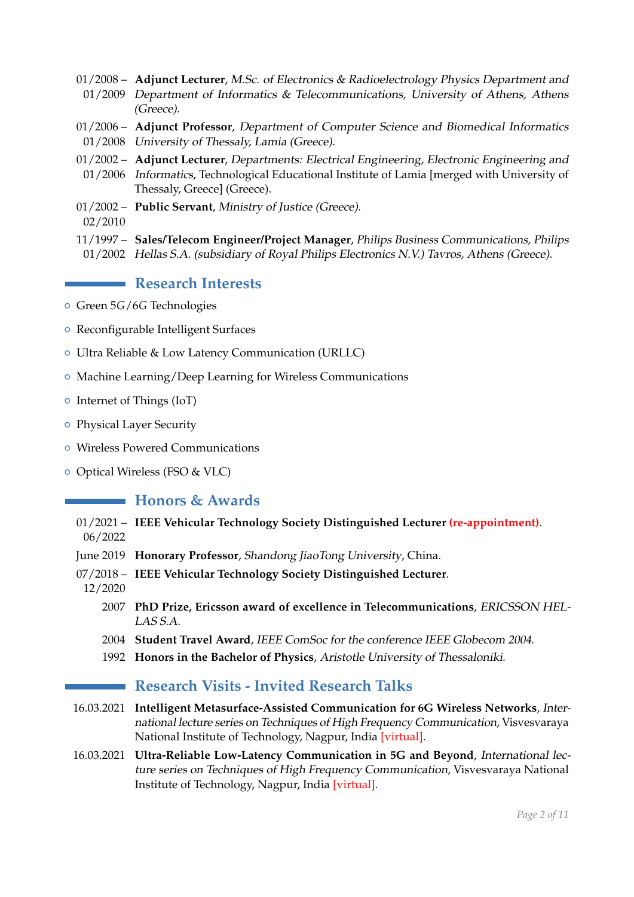- 01/2008 – 01/2009 **Adjunct Lecturer**, *M.Sc. of Electronics & Radioelectrology Physics Department and Department of Informatics & Telecommunications, University of Athens, Athens (Greece).*
- 01/2006 – 01/2008 **Adjunct Professor**, *Department of Computer Science and Biomedical Informatics University of Thessaly, Lamia (Greece).*
- 01/2002 – 01/2006 **Adjunct Lecturer**, *Departments: Electrical Engineering, Electronic Engineering and Informatics*, Technological Educational Institute of Lamia [merged with University of Thessaly, Greece] (Greece).
- 01/2002 – 02/2010 **Public Servant**, *Ministry of Justice (Greece).*
- 11/1997 – 01/2002 **Sales/Telecom Engineer/Project Manager**, *Philips Business Communications, Philips Hellas S.A. (subsidiary of Royal Philips Electronics N.V.) Tavros, Athens (Greece).*

## Research Interests

- Green 5G/6G Technologies
- Reconfigurable Intelligent Surfaces
- Ultra Reliable & Low Latency Communication (URLLC)
- Machine Learning/Deep Learning for Wireless Communications
- Internet of Things (IoT)
- Physical Layer Security
- Wireless Powered Communications
- Optical Wireless (FSO & VLC)

## Honors & Awards

- 01/2021 – 06/2022 **IEEE Vehicular Technology Society Distinguished Lecturer (re-appointment)**.
- June 2019 **Honorary Professor**, *Shandong JiaoTong University*, China.
- 07/2018 – 12/2020 **IEEE Vehicular Technology Society Distinguished Lecturer**.
- 2007 **PhD Prize, Ericsson award of excellence in Telecommunications**, *ERICSSON HELLAS S.A.*
- 2004 **Student Travel Award**, *IEEE ComSoc for the conference IEEE Globecom 2004.*
- 1992 **Honors in the Bachelor of Physics**, *Aristotle University of Thessaloniki.*

## Research Visits - Invited Research Talks

- 16.03.2021 **Intelligent Metasurface-Assisted Communication for 6G Wireless Networks**, *International lecture series on Techniques of High Frequency Communication*, Visvesvaraya National Institute of Technology, Nagpur, India [virtual].
- 16.03.2021 **Ultra-Reliable Low-Latency Communication in 5G and Beyond**, *International lecture series on Techniques of High Frequency Communication*, Visvesvaraya National Institute of Technology, Nagpur, India [virtual].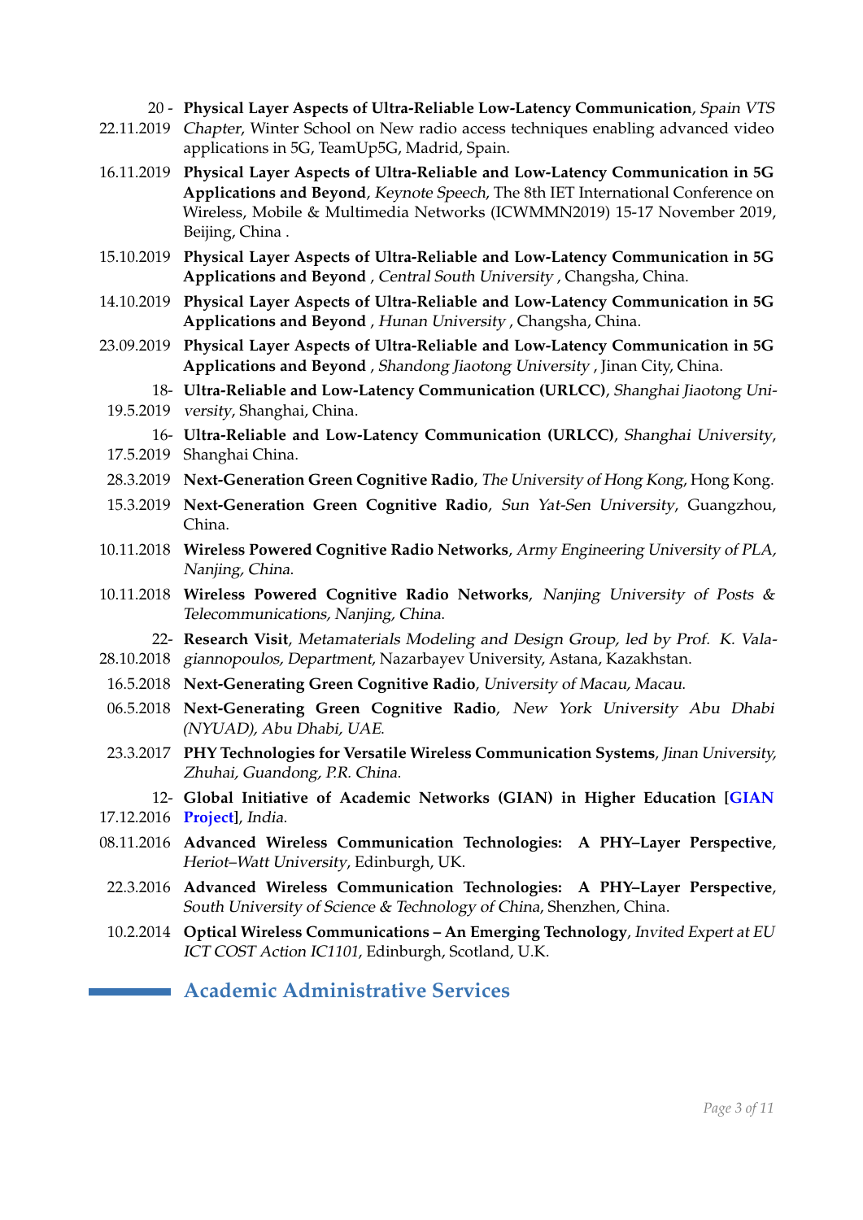- 20 - 22.11.2019 **Physical Layer Aspects of Ultra-Reliable Low-Latency Communication**, *Spain VTS Chapter*, Winter School on New radio access techniques enabling advanced video applications in 5G, TeamUp5G, Madrid, Spain.
- 16.11.2019 **Physical Layer Aspects of Ultra-Reliable and Low-Latency Communication in 5G Applications and Beyond**, *Keynote Speech*, The 8th IET International Conference on Wireless, Mobile & Multimedia Networks (ICWMMN2019) 15-17 November 2019, Beijing, China .
- 15.10.2019 **Physical Layer Aspects of Ultra-Reliable and Low-Latency Communication in 5G Applications and Beyond** , *Central South University* , Changsha, China.
- 14.10.2019 **Physical Layer Aspects of Ultra-Reliable and Low-Latency Communication in 5G Applications and Beyond** , *Hunan University* , Changsha, China.
- 23.09.2019 **Physical Layer Aspects of Ultra-Reliable and Low-Latency Communication in 5G Applications and Beyond** , *Shandong Jiaotong University* , Jinan City, China.
- 18-19.5.2019 **Ultra-Reliable and Low-Latency Communication (URLCC)**, *Shanghai Jiaotong University*, Shanghai, China.
- 16-17.5.2019 **Ultra-Reliable and Low-Latency Communication (URLCC)**, *Shanghai University*, Shanghai China.
- 28.3.2019 **Next-Generation Green Cognitive Radio**, *The University of Hong Kong*, Hong Kong.
- 15.3.2019 **Next-Generation Green Cognitive Radio**, *Sun Yat-Sen University*, Guangzhou, China.
- 10.11.2018 **Wireless Powered Cognitive Radio Networks**, *Army Engineering University of PLA, Nanjing, China.*
- 10.11.2018 **Wireless Powered Cognitive Radio Networks**, *Nanjing University of Posts & Telecommunications, Nanjing, China.*
- 22-28.10.2018 **Research Visit**, *Metamaterials Modeling and Design Group, led by Prof. K. Valagiannopoulos, Department*, Nazarbayev University, Astana, Kazakhstan.
- 16.5.2018 **Next-Generating Green Cognitive Radio**, *University of Macau, Macau.*
- 06.5.2018 **Next-Generating Green Cognitive Radio**, *New York University Abu Dhabi (NYUAD), Abu Dhabi, UAE.*
- 23.3.2017 **PHY Technologies for Versatile Wireless Communication Systems**, *Jinan University, Zhuhai, Guandong, P.R. China.*
- 12-17.12.2016 **Global Initiative of Academic Networks (GIAN) in Higher Education [GIAN Project]**, *India.*
- 08.11.2016 **Advanced Wireless Communication Technologies: A PHY–Layer Perspective**, *Heriot–Watt University*, Edinburgh, UK.
- 22.3.2016 **Advanced Wireless Communication Technologies: A PHY–Layer Perspective**, *South University of Science & Technology of China*, Shenzhen, China.
- 10.2.2014 **Optical Wireless Communications – An Emerging Technology**, *Invited Expert at EU ICT COST Action IC1101*, Edinburgh, Scotland, U.K.

## Academic Administrative Services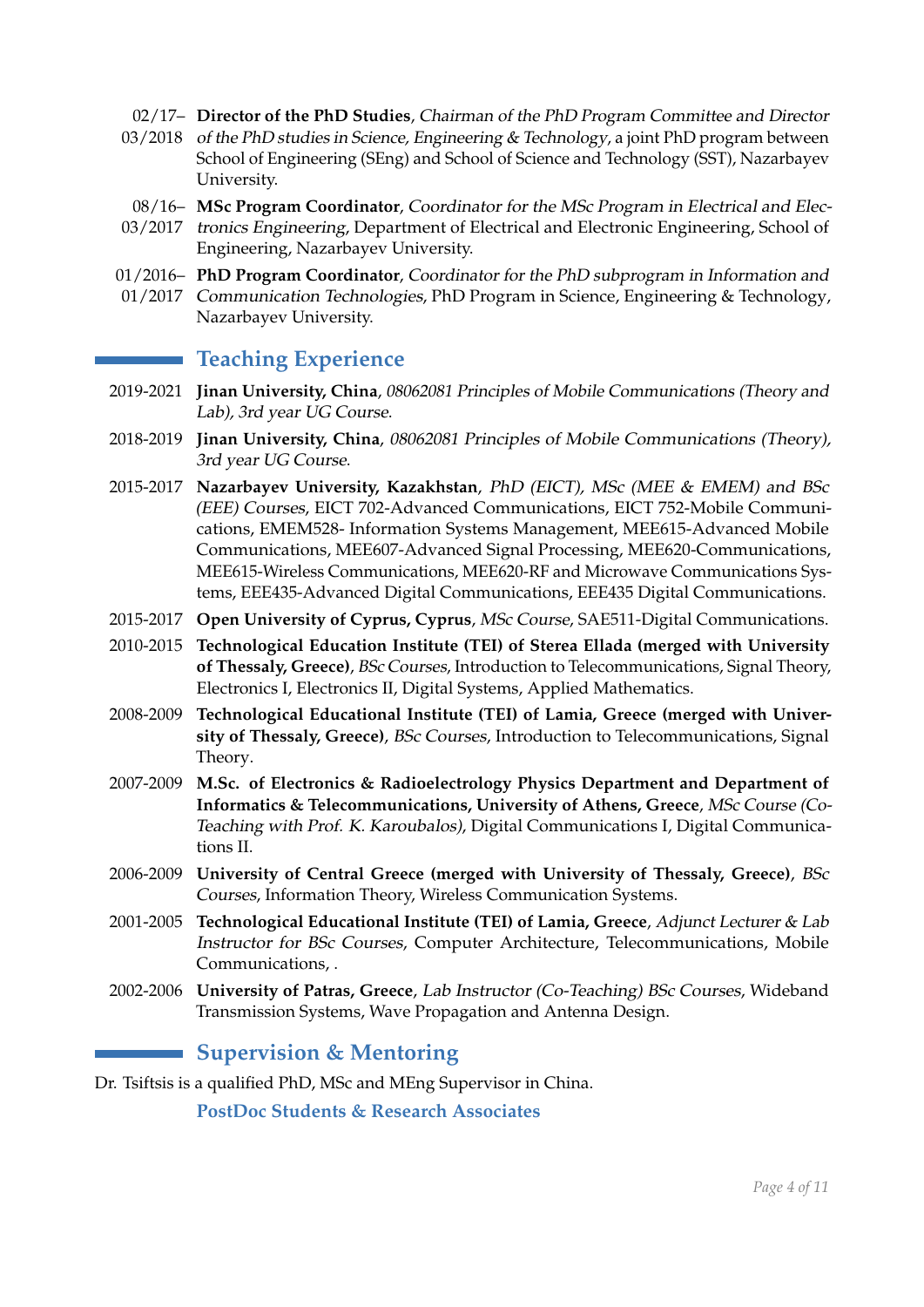- 02/17– 03/2018 **Director of the PhD Studies**, *Chairman of the PhD Program Committee and Director of the PhD studies in Science, Engineering & Technology*, a joint PhD program between School of Engineering (SEng) and School of Science and Technology (SST), Nazarbayev University.
- 08/16– 03/2017 **MSc Program Coordinator**, *Coordinator for the MSc Program in Electrical and Electronics Engineering*, Department of Electrical and Electronic Engineering, School of Engineering, Nazarbayev University.
- 01/2016– 01/2017 **PhD Program Coordinator**, *Coordinator for the PhD subprogram in Information and Communication Technologies*, PhD Program in Science, Engineering & Technology, Nazarbayev University.

## Teaching Experience

- 2019-2021 **Jinan University, China**, *08062081 Principles of Mobile Communications (Theory and Lab), 3rd year UG Course*.
- 2018-2019 **Jinan University, China**, *08062081 Principles of Mobile Communications (Theory), 3rd year UG Course*.
- 2015-2017 **Nazarbayev University, Kazakhstan**, *PhD (EICT), MSc (MEE & EMEM) and BSc (EEE) Courses*, EICT 702-Advanced Communications, EICT 752-Mobile Communications, EMEM528- Information Systems Management, MEE615-Advanced Mobile Communications, MEE607-Advanced Signal Processing, MEE620-Communications, MEE615-Wireless Communications, MEE620-RF and Microwave Communications Systems, EEE435-Advanced Digital Communications, EEE435 Digital Communications.
- 2015-2017 **Open University of Cyprus, Cyprus**, *MSc Course*, SAE511-Digital Communications.
- 2010-2015 **Technological Education Institute (TEI) of Sterea Ellada (merged with University of Thessaly, Greece)**, *BSc Courses*, Introduction to Telecommunications, Signal Theory, Electronics I, Electronics II, Digital Systems, Applied Mathematics.
- 2008-2009 **Technological Educational Institute (TEI) of Lamia, Greece (merged with University of Thessaly, Greece)**, *BSc Courses*, Introduction to Telecommunications, Signal Theory.
- 2007-2009 **M.Sc. of Electronics & Radioelectrology Physics Department and Department of Informatics & Telecommunications, University of Athens, Greece**, *MSc Course (Co-Teaching with Prof. K. Karoubalos)*, Digital Communications I, Digital Communications II.
- 2006-2009 **University of Central Greece (merged with University of Thessaly, Greece)**, *BSc Courses*, Information Theory, Wireless Communication Systems.
- 2001-2005 **Technological Educational Institute (TEI) of Lamia, Greece**, *Adjunct Lecturer & Lab Instructor for BSc Courses*, Computer Architecture, Telecommunications, Mobile Communications, .
- 2002-2006 **University of Patras, Greece**, *Lab Instructor (Co-Teaching) BSc Courses*, Wideband Transmission Systems, Wave Propagation and Antenna Design.

## Supervision & Mentoring

Dr. Tsiftsis is a qualified PhD, MSc and MEng Supervisor in China.

### PostDoc Students & Research Associates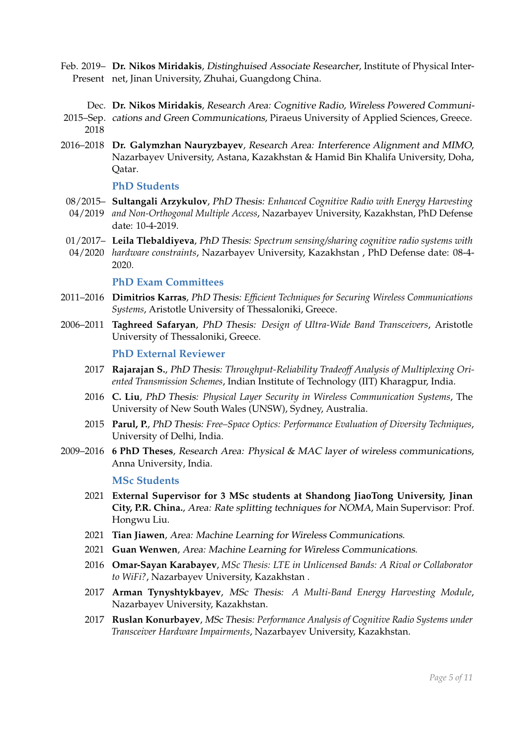Feb. 2019– Present **Dr. Nikos Miridakis**, *Distinghuised Associate Researcher*, Institute of Physical Internet, Jinan University, Zhuhai, Guangdong China.

Dec. 2015–Sep. 2018 **Dr. Nikos Miridakis**, *Research Area: Cognitive Radio, Wireless Powered Communications and Green Communications*, Piraeus University of Applied Sciences, Greece.

2016–2018 **Dr. Galymzhan Nauryzbayev**, *Research Area: Interference Alignment and MIMO*, Nazarbayev University, Astana, Kazakhstan & Hamid Bin Khalifa University, Doha, Qatar.

### PhD Students

08/2015– 04/2019 **Sultangali Arzykulov**, *PhD Thesis: Enhanced Cognitive Radio with Energy Harvesting and Non-Orthogonal Multiple Access*, Nazarbayev University, Kazakhstan, PhD Defense date: 10-4-2019.

01/2017– 04/2020 **Leila Tlebaldiyeva**, *PhD Thesis: Spectrum sensing/sharing cognitive radio systems with hardware constraints*, Nazarbayev University, Kazakhstan , PhD Defense date: 08-4-2020.

### PhD Exam Committees

2011–2016 **Dimitrios Karras**, *PhD Thesis: Efficient Techniques for Securing Wireless Communications Systems*, Aristotle University of Thessaloniki, Greece.

2006–2011 **Taghreed Safaryan**, *PhD Thesis: Design of Ultra-Wide Band Transceivers*, Aristotle University of Thessaloniki, Greece.

### PhD External Reviewer

2017 **Rajarajan S.**, *PhD Thesis: Throughput-Reliability Tradeoff Analysis of Multiplexing Oriented Transmission Schemes*, Indian Institute of Technology (IIT) Kharagpur, India.

2016 **C. Liu**, *PhD Thesis: Physical Layer Security in Wireless Communication Systems*, The University of New South Wales (UNSW), Sydney, Australia.

2015 **Parul, P.**, *PhD Thesis: Free–Space Optics: Performance Evaluation of Diversity Techniques*, University of Delhi, India.

2009–2016 **6 PhD Theses**, *Research Area: Physical & MAC layer of wireless communications*, Anna University, India.

### MSc Students

2021 **External Supervisor for 3 MSc students at Shandong JiaoTong University, Jinan City, P.R. China.**, *Area: Rate splitting techniques for NOMA*, Main Supervisor: Prof. Hongwu Liu.

2021 **Tian Jiawen**, *Area: Machine Learning for Wireless Communications*.

2021 **Guan Wenwen**, *Area: Machine Learning for Wireless Communications*.

2016 **Omar-Sayan Karabayev**, *MSc Thesis: LTE in Unlicensed Bands: A Rival or Collaborator to WiFi?*, Nazarbayev University, Kazakhstan .

2017 **Arman Tynyshtykbayev**, *MSc Thesis: A Multi-Band Energy Harvesting Module*, Nazarbayev University, Kazakhstan.

2017 **Ruslan Konurbayev**, *MSc Thesis: Performance Analysis of Cognitive Radio Systems under Transceiver Hardware Impairments*, Nazarbayev University, Kazakhstan.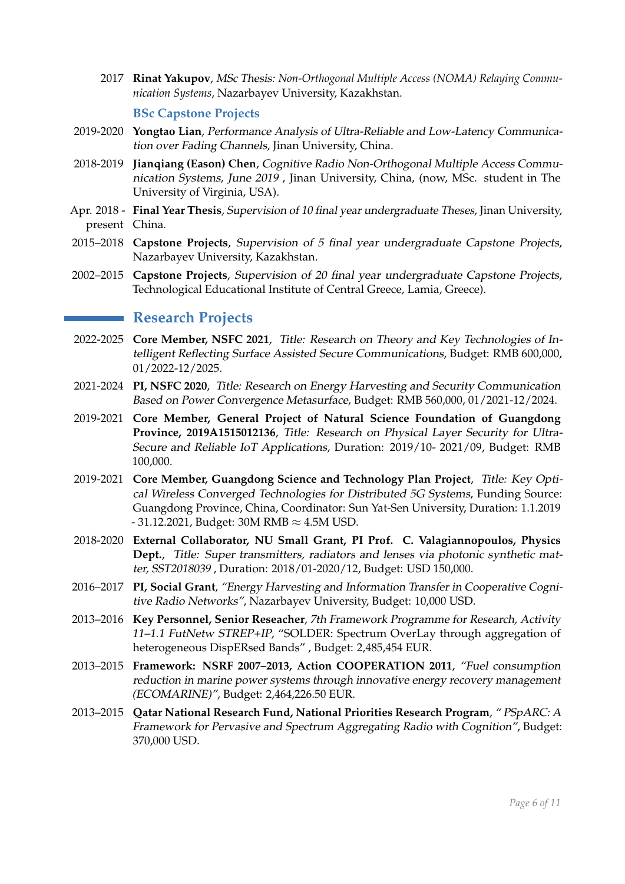2017 **Rinat Yakupov**, *MSc Thesis: Non-Orthogonal Multiple Access (NOMA) Relaying Communication Systems*, Nazarbayev University, Kazakhstan.

### BSc Capstone Projects

2019-2020 **Yongtao Lian**, *Performance Analysis of Ultra-Reliable and Low-Latency Communication over Fading Channels*, Jinan University, China.

2018-2019 **Jianqiang (Eason) Chen**, *Cognitive Radio Non-Orthogonal Multiple Access Communication Systems, June 2019* , Jinan University, China, (now, MSc. student in The University of Virginia, USA).

Apr. 2018 - present **Final Year Thesis**, *Supervision of 10 final year undergraduate Theses*, Jinan University, China.

2015–2018 **Capstone Projects**, *Supervision of 5 final year undergraduate Capstone Projects*, Nazarbayev University, Kazakhstan.

2002–2015 **Capstone Projects**, *Supervision of 20 final year undergraduate Capstone Projects*, Technological Educational Institute of Central Greece, Lamia, Greece).

## Research Projects

2022-2025 **Core Member, NSFC 2021**, *Title: Research on Theory and Key Technologies of Intelligent Reflecting Surface Assisted Secure Communications*, Budget: RMB 600,000, 01/2022-12/2025.

2021-2024 **PI, NSFC 2020**, *Title: Research on Energy Harvesting and Security Communication Based on Power Convergence Metasurface*, Budget: RMB 560,000, 01/2021-12/2024.

2019-2021 **Core Member, General Project of Natural Science Foundation of Guangdong Province, 2019A1515012136**, *Title: Research on Physical Layer Security for Ultra-Secure and Reliable IoT Applications*, Duration: 2019/10- 2021/09, Budget: RMB 100,000.

2019-2021 **Core Member, Guangdong Science and Technology Plan Project**, *Title: Key Optical Wireless Converged Technologies for Distributed 5G Systems*, Funding Source: Guangdong Province, China, Coordinator: Sun Yat-Sen University, Duration: 1.1.2019 - 31.12.2021, Budget: 30M RMB $\approx$ 4.5M USD.

2018-2020 **External Collaborator, NU Small Grant, PI Prof. C. Valagiannopoulos, Physics Dept.**, *Title: Super transmitters, radiators and lenses via photonic synthetic matter, SST2018039* , Duration: 2018/01-2020/12, Budget: USD 150,000.

2016–2017 **PI, Social Grant**, *"Energy Harvesting and Information Transfer in Cooperative Cognitive Radio Networks"*, Nazarbayev University, Budget: 10,000 USD.

2013–2016 **Key Personnel, Senior Reseacher**, *7th Framework Programme for Research, Activity 11–1.1 FutNetw STREP+IP*, "SOLDER: Spectrum OverLay through aggregation of heterogeneous DispERsed Bands" , Budget: 2,485,454 EUR.

2013–2015 **Framework: NSRF 2007–2013, Action COOPERATION 2011**, *"Fuel consumption reduction in marine power systems through innovative energy recovery management (ECOMARINE)"*, Budget: 2,464,226.50 EUR.

2013–2015 **Qatar National Research Fund, National Priorities Research Program**, *" PSpARC: A Framework for Pervasive and Spectrum Aggregating Radio with Cognition"*, Budget: 370,000 USD.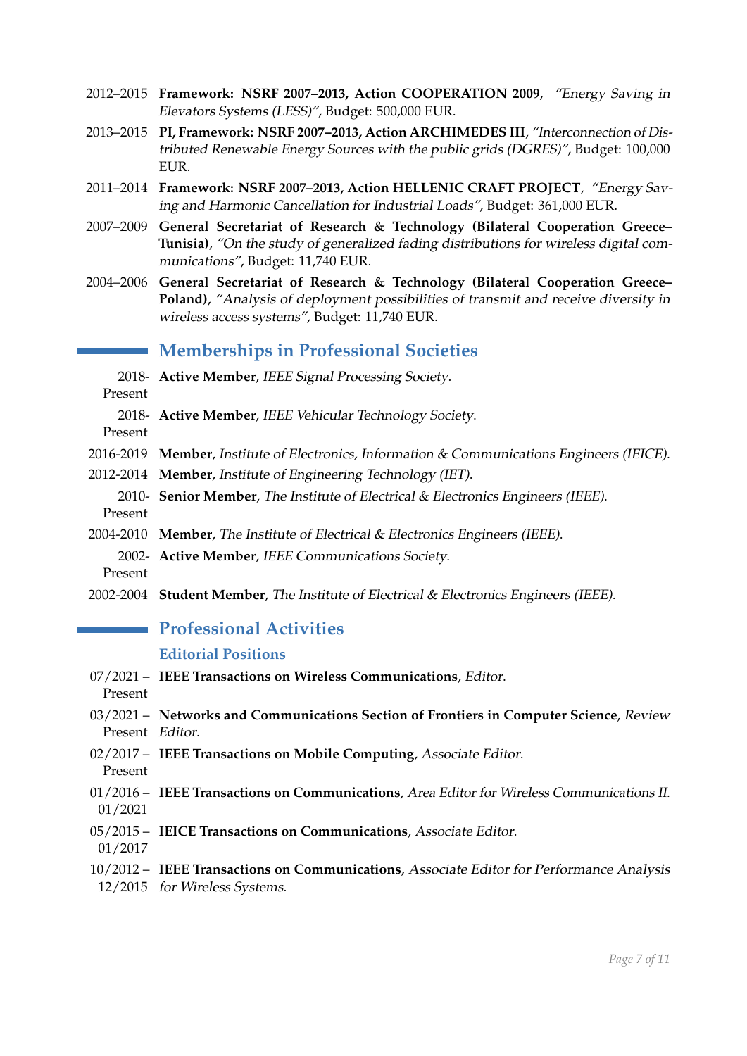- 2012–2015 **Framework: NSRF 2007–2013, Action COOPERATION 2009**, *"Energy Saving in Elevators Systems (LESS)"*, Budget: 500,000 EUR.
- 2013–2015 **PI, Framework: NSRF 2007–2013, Action ARCHIMEDES III**, *"Interconnection of Distributed Renewable Energy Sources with the public grids (DGRES)"*, Budget: 100,000 EUR.
- 2011–2014 **Framework: NSRF 2007–2013, Action HELLENIC CRAFT PROJECT**, *"Energy Saving and Harmonic Cancellation for Industrial Loads"*, Budget: 361,000 EUR.
- 2007–2009 **General Secretariat of Research & Technology (Bilateral Cooperation Greece–Tunisia)**, *"On the study of generalized fading distributions for wireless digital communications"*, Budget: 11,740 EUR.
- 2004–2006 **General Secretariat of Research & Technology (Bilateral Cooperation Greece–Poland)**, *"Analysis of deployment possibilities of transmit and receive diversity in wireless access systems"*, Budget: 11,740 EUR.

## Memberships in Professional Societies

- 2018-Present **Active Member**, *IEEE Signal Processing Society*.
- 2018-Present **Active Member**, *IEEE Vehicular Technology Society*.
- 2016-2019 **Member**, *Institute of Electronics, Information & Communications Engineers (IEICE)*.
- 2012-2014 **Member**, *Institute of Engineering Technology (IET)*.
- 2010-Present **Senior Member**, *The Institute of Electrical & Electronics Engineers (IEEE)*.
- 2004-2010 **Member**, *The Institute of Electrical & Electronics Engineers (IEEE)*.
- 2002-Present **Active Member**, *IEEE Communications Society*.
- 2002-2004 **Student Member**, *The Institute of Electrical & Electronics Engineers (IEEE)*.

## Professional Activities

### Editorial Positions

- 07/2021 – Present **IEEE Transactions on Wireless Communications**, *Editor*.
- 03/2021 – Present **Networks and Communications Section of Frontiers in Computer Science**, *Review Editor*.
- 02/2017 – Present **IEEE Transactions on Mobile Computing**, *Associate Editor*.
- 01/2016 – 01/2021 **IEEE Transactions on Communications**, *Area Editor for Wireless Communications II*.
- 05/2015 – 01/2017 **IEICE Transactions on Communications**, *Associate Editor*.
- 10/2012 – 12/2015 **IEEE Transactions on Communications**, *Associate Editor for Performance Analysis for Wireless Systems*.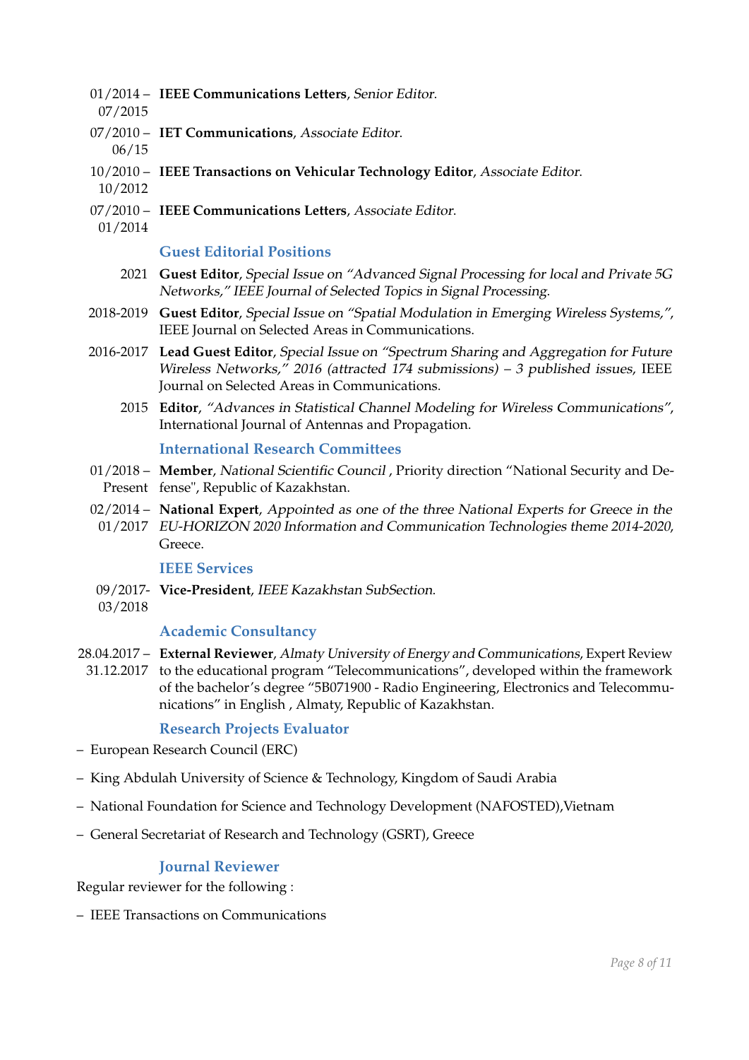01/2014 – 07/2015 **IEEE Communications Letters**, *Senior Editor*.

07/2010 – 06/15 **IET Communications**, *Associate Editor*.

10/2010 – 10/2012 **IEEE Transactions on Vehicular Technology Editor**, *Associate Editor*.

07/2010 – 01/2014 **IEEE Communications Letters**, *Associate Editor*.

### Guest Editorial Positions

2021 **Guest Editor**, *Special Issue on "Advanced Signal Processing for local and Private 5G Networks," IEEE Journal of Selected Topics in Signal Processing*.

2018-2019 **Guest Editor**, *Special Issue on "Spatial Modulation in Emerging Wireless Systems,"*, IEEE Journal on Selected Areas in Communications.

2016-2017 **Lead Guest Editor**, *Special Issue on "Spectrum Sharing and Aggregation for Future Wireless Networks," 2016 (attracted 174 submissions) – 3 published issues*, IEEE Journal on Selected Areas in Communications.

2015 **Editor**, *"Advances in Statistical Channel Modeling for Wireless Communications"*, International Journal of Antennas and Propagation.

### International Research Committees

01/2018 – Present **Member**, *National Scientific Council* , Priority direction "National Security and Defense", Republic of Kazakhstan.

02/2014 – 01/2017 **National Expert**, *Appointed as one of the three National Experts for Greece in the EU-HORIZON 2020 Information and Communication Technologies theme 2014-2020*, Greece.

### IEEE Services

09/2017- 03/2018 **Vice-President**, *IEEE Kazakhstan SubSection*.

### Academic Consultancy

28.04.2017 – 31.12.2017 **External Reviewer**, *Almaty University of Energy and Communications*, Expert Review to the educational program "Telecommunications", developed within the framework of the bachelor's degree "5B071900 - Radio Engineering, Electronics and Telecommunications" in English , Almaty, Republic of Kazakhstan.

### Research Projects Evaluator

- European Research Council (ERC)
- King Abdulah University of Science & Technology, Kingdom of Saudi Arabia
- National Foundation for Science and Technology Development (NAFOSTED),Vietnam
- General Secretariat of Research and Technology (GSRT), Greece

### Journal Reviewer

Regular reviewer for the following :

- IEEE Transactions on Communications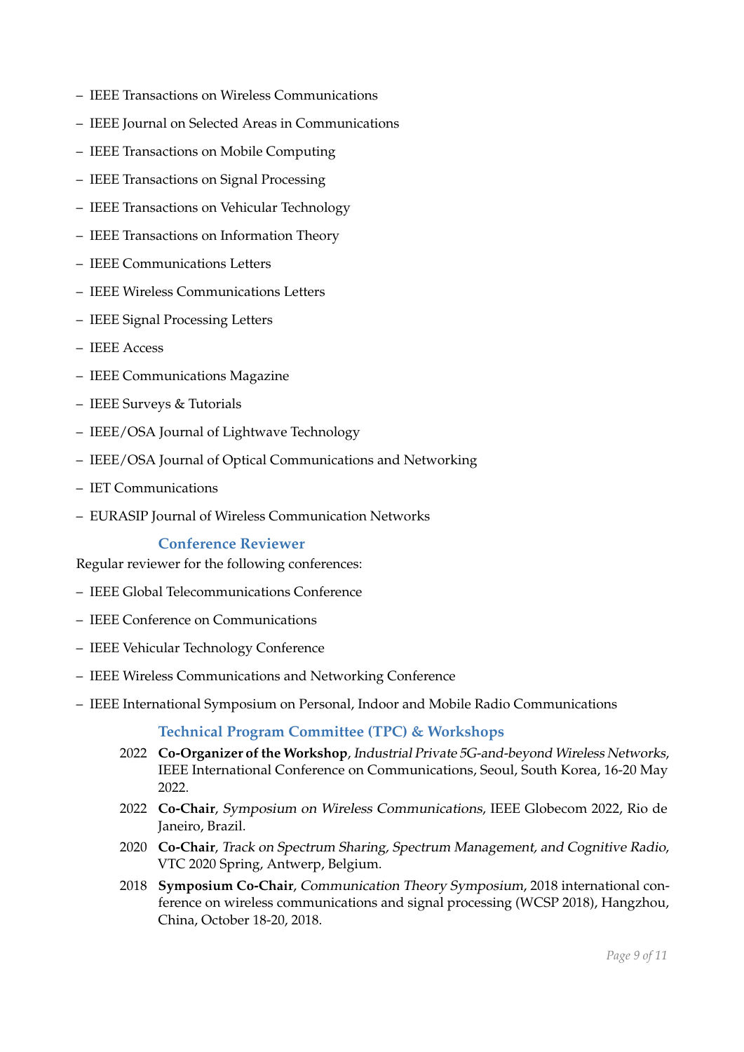- IEEE Transactions on Wireless Communications
- IEEE Journal on Selected Areas in Communications
- IEEE Transactions on Mobile Computing
- IEEE Transactions on Signal Processing
- IEEE Transactions on Vehicular Technology
- IEEE Transactions on Information Theory
- IEEE Communications Letters
- IEEE Wireless Communications Letters
- IEEE Signal Processing Letters
- IEEE Access
- IEEE Communications Magazine
- IEEE Surveys & Tutorials
- IEEE/OSA Journal of Lightwave Technology
- IEEE/OSA Journal of Optical Communications and Networking
- IET Communications
- EURASIP Journal of Wireless Communication Networks

### Conference Reviewer

Regular reviewer for the following conferences:

- IEEE Global Telecommunications Conference
- IEEE Conference on Communications
- IEEE Vehicular Technology Conference
- IEEE Wireless Communications and Networking Conference
- IEEE International Symposium on Personal, Indoor and Mobile Radio Communications

### Technical Program Committee (TPC) & Workshops

2022 **Co-Organizer of the Workshop**, *Industrial Private 5G-and-beyond Wireless Networks*, IEEE International Conference on Communications, Seoul, South Korea, 16-20 May 2022.

2022 **Co-Chair**, *Symposium on Wireless Communications*, IEEE Globecom 2022, Rio de Janeiro, Brazil.

2020 **Co-Chair**, *Track on Spectrum Sharing, Spectrum Management, and Cognitive Radio*, VTC 2020 Spring, Antwerp, Belgium.

2018 **Symposium Co-Chair**, *Communication Theory Symposium*, 2018 international conference on wireless communications and signal processing (WCSP 2018), Hangzhou, China, October 18-20, 2018.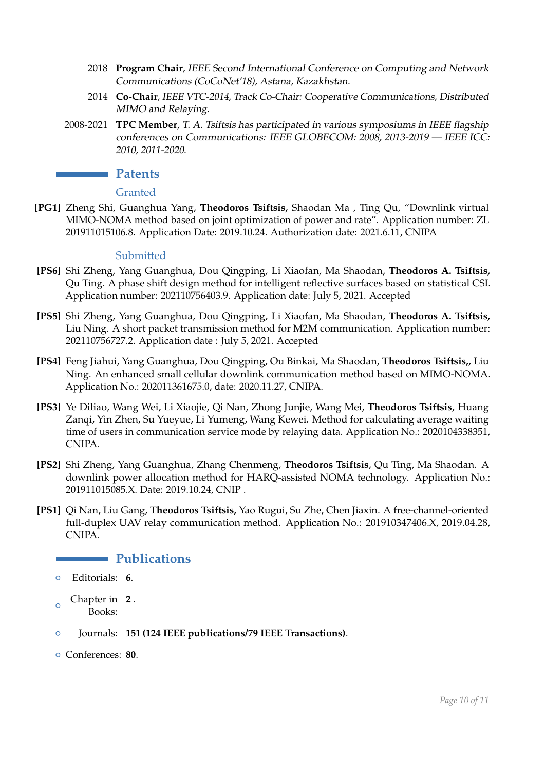- 2018 **Program Chair**, *IEEE Second International Conference on Computing and Network Communications (CoCoNet'18), Astana, Kazakhstan.*
- 2014 **Co-Chair**, *IEEE VTC-2014, Track Co-Chair: Cooperative Communications, Distributed MIMO and Relaying.*
- 2008-2021 **TPC Member**, *T. A. Tsiftsis has participated in various symposiums in IEEE flagship conferences on Communications: IEEE GLOBECOM: 2008, 2013-2019 — IEEE ICC: 2010, 2011-2020.*

## Patents

### Granted

**[PG1]** Zheng Shi, Guanghua Yang, **Theodoros Tsiftsis,** Shaodan Ma , Ting Qu, "Downlink virtual MIMO-NOMA method based on joint optimization of power and rate". Application number: ZL 201911015106.8. Application Date: 2019.10.24. Authorization date: 2021.6.11, CNIPA

### Submitted

**[PS6]** Shi Zheng, Yang Guanghua, Dou Qingping, Li Xiaofan, Ma Shaodan, **Theodoros A. Tsiftsis,** Qu Ting. A phase shift design method for intelligent reflective surfaces based on statistical CSI. Application number: 202110756403.9. Application date: July 5, 2021. Accepted

**[PS5]** Shi Zheng, Yang Guanghua, Dou Qingping, Li Xiaofan, Ma Shaodan, **Theodoros A. Tsiftsis,** Liu Ning. A short packet transmission method for M2M communication. Application number: 202110756727.2. Application date : July 5, 2021. Accepted

**[PS4]** Feng Jiahui, Yang Guanghua, Dou Qingping, Ou Binkai, Ma Shaodan, **Theodoros Tsiftsis,**, Liu Ning. An enhanced small cellular downlink communication method based on MIMO-NOMA. Application No.: 202011361675.0, date: 2020.11.27, CNIPA.

**[PS3]** Ye Diliao, Wang Wei, Li Xiaojie, Qi Nan, Zhong Junjie, Wang Mei, **Theodoros Tsiftsis**, Huang Zanqi, Yin Zhen, Su Yueyue, Li Yumeng, Wang Kewei. Method for calculating average waiting time of users in communication service mode by relaying data. Application No.: 2020104338351, CNIPA.

**[PS2]** Shi Zheng, Yang Guanghua, Zhang Chenmeng, **Theodoros Tsiftsis**, Qu Ting, Ma Shaodan. A downlink power allocation method for HARQ-assisted NOMA technology. Application No.: 201911015085.X. Date: 2019.10.24, CNIP .

**[PS1]** Qi Nan, Liu Gang, **Theodoros Tsiftsis,** Yao Rugui, Su Zhe, Chen Jiaxin. A free-channel-oriented full-duplex UAV relay communication method. Application No.: 201910347406.X, 2019.04.28, CNIPA.

## Publications

- Editorials: **6**.
- Chapter in Books: **2** .
- Journals: **151 (124 IEEE publications/79 IEEE Transactions)**.
- Conferences: **80**.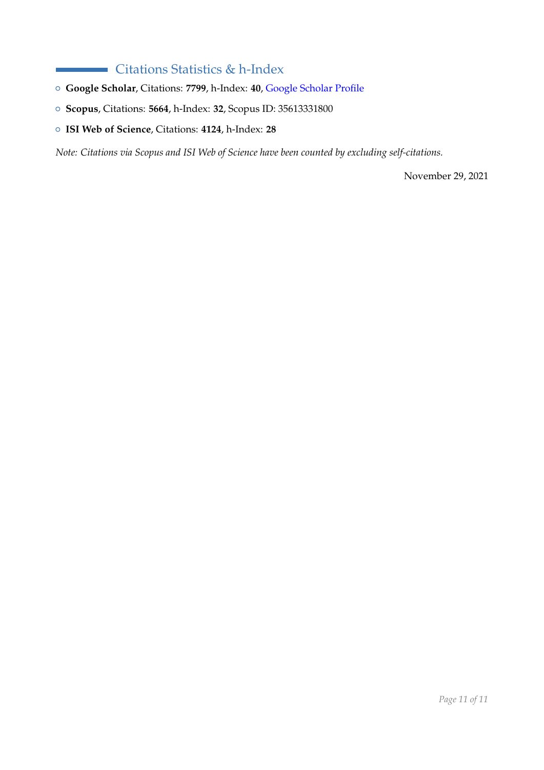## Citations Statistics & h-Index

- **Google Scholar**, Citations: **7799**, h-Index: **40**, Google Scholar Profile
- **Scopus**, Citations: **5664**, h-Index: **32**, Scopus ID: 35613331800
- **ISI Web of Science**, Citations: **4124**, h-Index: **28**

*Note: Citations via Scopus and ISI Web of Science have been counted by excluding self-citations.*

November 29, 2021